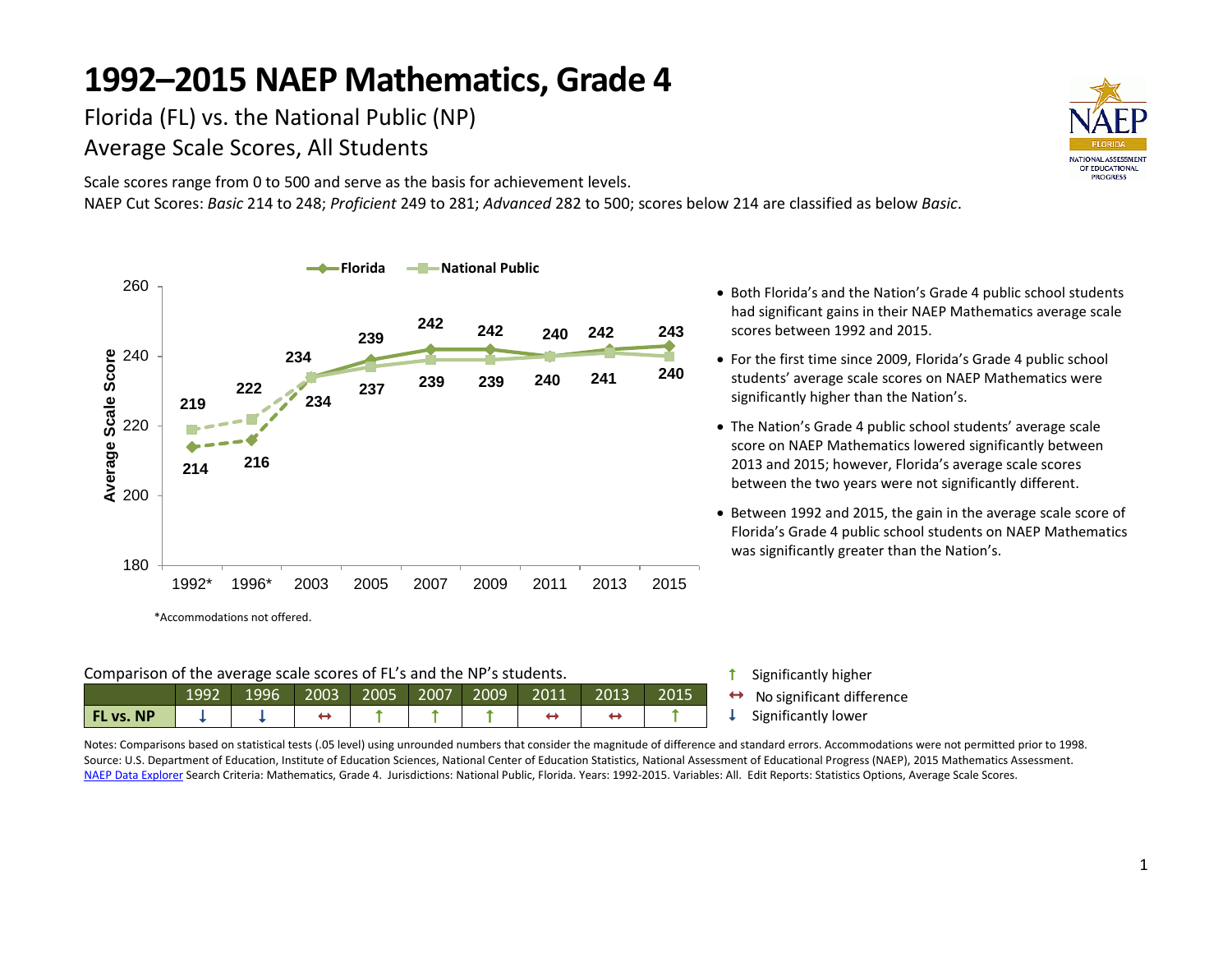# 1992–2015 NAEP Mathematics, Grade 4

Florida (FL) vs. the National Public (NP)

Average Scale Scores, All Students

Scale scores range from 0 to 500 and serve as the basis for achievement levels.

NAEP Cut Scores: *Basic* 214 to 248; *Proficient* 249 to 281; *Advanced* 282 to 500; scores below 214 are classified as below *Basic*.

| Year | Florida | National Public |
|---|---|---|
| 1992* | 214 | 219 |
| 1996* | 216 | 222 |
| 2003 | 234 | 234 |
| 2005 | 239 | 237 |
| 2007 | 242 | 239 |
| 2009 | 242 | 239 |
| 2011 | 240 | 240 |
| 2013 | 242 | 241 |
| 2015 | 243 | 240 |

*Accommodations not offered.

- Both Florida's and the Nation's Grade 4 public school students had significant gains in their NAEP Mathematics average scale scores between 1992 and 2015.
- For the first time since 2009, Florida's Grade 4 public school students' average scale scores on NAEP Mathematics were significantly higher than the Nation's.
- The Nation's Grade 4 public school students' average scale score on NAEP Mathematics lowered significantly between 2013 and 2015; however, Florida's average scale scores between the two years were not significantly different.
- Between 1992 and 2015, the gain in the average scale score of Florida's Grade 4 public school students on NAEP Mathematics was significantly greater than the Nation's.

Comparison of the average scale scores of FL's and the NP's students.

| | 1992 | 1996 | 2003 | 2005 | 2007 | 2009 | 2011 | 2013 | 2015 |
|---|---|---|---|---|---|---|---|---|---|
| **FL vs. NP** | ↓ | ↓ | ↔ | ↑ | ↑ | ↑ | ↔ | ↔ | ↑ |

↑ Significantly higher

↔ No significant difference

↓ Significantly lower

Notes: Comparisons based on statistical tests (.05 level) using unrounded numbers that consider the magnitude of difference and standard errors. Accommodations were not permitted prior to 1998.

Source: U.S. Department of Education, Institute of Education Sciences, National Center of Education Statistics, National Assessment of Educational Progress (NAEP), 2015 Mathematics Assessment.

NAEP Data Explorer Search Criteria: Mathematics, Grade 4. Jurisdictions: National Public, Florida. Years: 1992-2015. Variables: All. Edit Reports: Statistics Options, Average Scale Scores.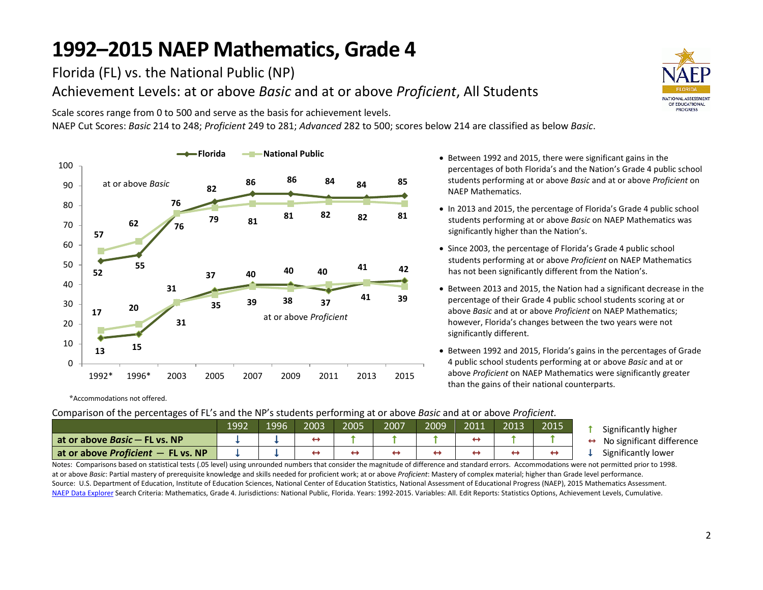# 1992–2015 NAEP Mathematics, Grade 4

## Florida (FL) vs. the National Public (NP)

## Achievement Levels: at or above *Basic* and at or above *Proficient*, All Students

Scale scores range from 0 to 500 and serve as the basis for achievement levels.
NAEP Cut Scores: *Basic* 214 to 248; *Proficient* 249 to 281; *Advanced* 282 to 500; scores below 214 are classified as below *Basic*.

| | 1992* | 1996* | 2003 | 2005 | 2007 | 2009 | 2011 | 2013 | 2015 |
|---|---|---|---|---|---|---|---|---|---|
| at or above *Basic* – Florida | 52 | 55 | 76 | 82 | 86 | 86 | 84 | 84 | 85 |
| at or above *Basic* – National Public | 57 | 62 | 76 | 79 | 81 | 81 | 82 | 82 | 81 |
| at or above *Proficient* – Florida | 13 | 15 | 31 | 37 | 40 | 40 | 37 | 41 | 42 |
| at or above *Proficient* – National Public | 17 | 20 | 31 | 35 | 39 | 38 | 40 | 41 | 39 |

*Accommodations not offered.

- Between 1992 and 2015, there were significant gains in the percentages of both Florida's and the Nation's Grade 4 public school students performing at or above *Basic* and at or above *Proficient* on NAEP Mathematics.
- In 2013 and 2015, the percentage of Florida's Grade 4 public school students performing at or above *Basic* on NAEP Mathematics was significantly higher than the Nation's.
- Since 2003, the percentage of Florida's Grade 4 public school students performing at or above *Proficient* on NAEP Mathematics has not been significantly different from the Nation's.
- Between 2013 and 2015, the Nation had a significant decrease in the percentage of their Grade 4 public school students scoring at or above *Basic* and at or above *Proficient* on NAEP Mathematics; however, Florida's changes between the two years were not significantly different.
- Between 1992 and 2015, Florida's gains in the percentages of Grade 4 public school students performing at or above *Basic* and at or above *Proficient* on NAEP Mathematics were significantly greater than the gains of their national counterparts.

Comparison of the percentages of FL's and the NP's students performing at or above *Basic* and at or above *Proficient*.

| | 1992 | 1996 | 2003 | 2005 | 2007 | 2009 | 2011 | 2013 | 2015 |
|---|---|---|---|---|---|---|---|---|---|
| **at or above *Basic* – FL vs. NP** | ↓ | ↓ | ↔ | ↑ | ↑ | ↑ | ↔ | ↑ | ↑ |
| **at or above *Proficient* – FL vs. NP** | ↓ | ↓ | ↔ | ↔ | ↔ | ↔ | ↔ | ↔ | ↔ |

↑ Significantly higher
↔ No significant difference
↓ Significantly lower

Notes: Comparisons based on statistical tests (.05 level) using unrounded numbers that consider the magnitude of difference and standard errors. Accommodations were not permitted prior to 1998.
at or above *Basic*: Partial mastery of prerequisite knowledge and skills needed for proficient work; at or above *Proficient*: Mastery of complex material; higher than Grade level performance.
Source: U.S. Department of Education, Institute of Education Sciences, National Center of Education Statistics, National Assessment of Educational Progress (NAEP), 2015 Mathematics Assessment.
NAEP Data Explorer Search Criteria: Mathematics, Grade 4. Jurisdictions: National Public, Florida. Years: 1992-2015. Variables: All. Edit Reports: Statistics Options, Achievement Levels, Cumulative.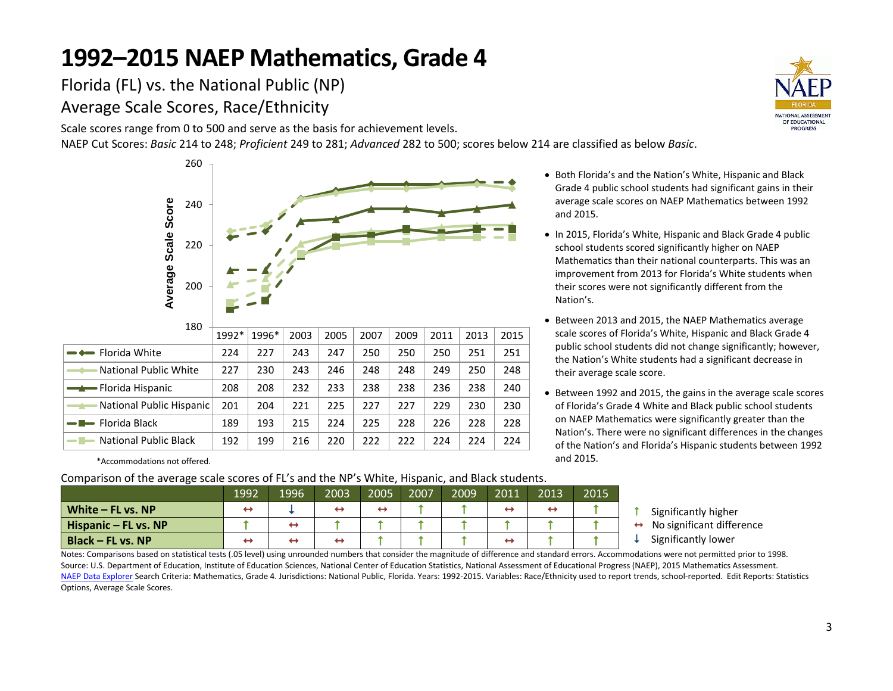# 1992–2015 NAEP Mathematics, Grade 4

## Florida (FL) vs. the National Public (NP)

## Average Scale Scores, Race/Ethnicity

Scale scores range from 0 to 500 and serve as the basis for achievement levels.

NAEP Cut Scores: *Basic* 214 to 248; *Proficient* 249 to 281; *Advanced* 282 to 500; scores below 214 are classified as below *Basic*.

| | 1992* | 1996* | 2003 | 2005 | 2007 | 2009 | 2011 | 2013 | 2015 |
|---|---|---|---|---|---|---|---|---|---|
| Florida White | 224 | 227 | 243 | 247 | 250 | 250 | 250 | 251 | 251 |
| National Public White | 227 | 230 | 243 | 246 | 248 | 248 | 249 | 250 | 248 |
| Florida Hispanic | 208 | 208 | 232 | 233 | 238 | 238 | 236 | 238 | 240 |
| National Public Hispanic | 201 | 204 | 221 | 225 | 227 | 227 | 229 | 230 | 230 |
| Florida Black | 189 | 193 | 215 | 224 | 225 | 228 | 226 | 228 | 228 |
| National Public Black | 192 | 199 | 216 | 220 | 222 | 222 | 224 | 224 | 224 |

*Accommodations not offered.

- Both Florida's and the Nation's White, Hispanic and Black Grade 4 public school students had significant gains in their average scale scores on NAEP Mathematics between 1992 and 2015.
- In 2015, Florida's White, Hispanic and Black Grade 4 public school students scored significantly higher on NAEP Mathematics than their national counterparts. This was an improvement from 2013 for Florida's White students when their scores were not significantly different from the Nation's.
- Between 2013 and 2015, the NAEP Mathematics average scale scores of Florida's White, Hispanic and Black Grade 4 public school students did not change significantly; however, the Nation's White students had a significant decrease in their average scale score.
- Between 1992 and 2015, the gains in the average scale scores of Florida's Grade 4 White and Black public school students on NAEP Mathematics were significantly greater than the Nation's. There were no significant differences in the changes of the Nation's and Florida's Hispanic students between 1992 and 2015.

Comparison of the average scale scores of FL's and the NP's White, Hispanic, and Black students.

| | 1992 | 1996 | 2003 | 2005 | 2007 | 2009 | 2011 | 2013 | 2015 |
|---|---|---|---|---|---|---|---|---|---|
| **White – FL vs. NP** | ↔ | ↓ | ↔ | ↔ | ↑ | ↑ | ↔ | ↔ | ↑ |
| **Hispanic – FL vs. NP** | ↑ | ↔ | ↑ | ↑ | ↑ | ↑ | ↑ | ↑ | ↑ |
| **Black – FL vs. NP** | ↔ | ↔ | ↔ | ↑ | ↑ | ↑ | ↔ | ↑ | ↑ |

↑ Significantly higher
↔ No significant difference
↓ Significantly lower

Notes: Comparisons based on statistical tests (.05 level) using unrounded numbers that consider the magnitude of difference and standard errors. Accommodations were not permitted prior to 1998.
Source: U.S. Department of Education, Institute of Education Sciences, National Center of Education Statistics, National Assessment of Educational Progress (NAEP), 2015 Mathematics Assessment.
NAEP Data Explorer Search Criteria: Mathematics, Grade 4. Jurisdictions: National Public, Florida. Years: 1992-2015. Variables: Race/Ethnicity used to report trends, school-reported. Edit Reports: Statistics Options, Average Scale Scores.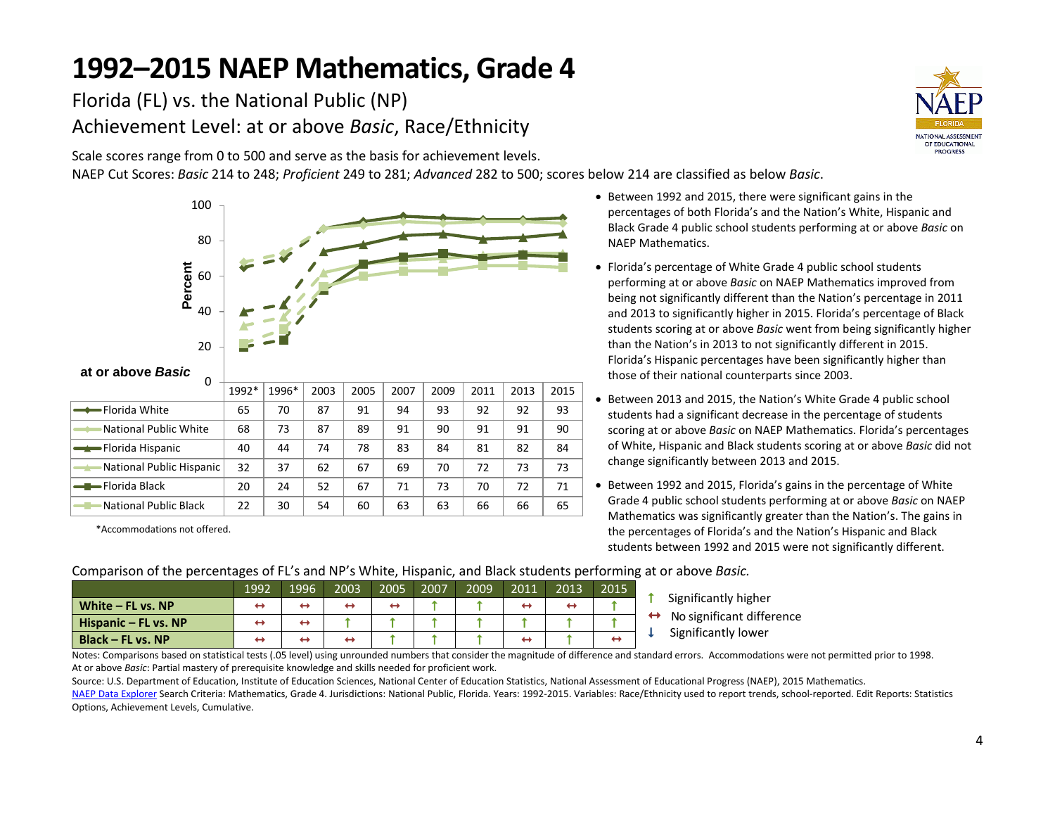# 1992–2015 NAEP Mathematics, Grade 4

Florida (FL) vs. the National Public (NP)

Achievement Level: at or above *Basic*, Race/Ethnicity

Scale scores range from 0 to 500 and serve as the basis for achievement levels.

NAEP Cut Scores: *Basic* 214 to 248; *Proficient* 249 to 281; *Advanced* 282 to 500; scores below 214 are classified as below *Basic*.

at or above *Basic*

| | 1992* | 1996* | 2003 | 2005 | 2007 | 2009 | 2011 | 2013 | 2015 |
|---|---|---|---|---|---|---|---|---|---|
| Florida White | 65 | 70 | 87 | 91 | 94 | 93 | 92 | 92 | 93 |
| National Public White | 68 | 73 | 87 | 89 | 91 | 90 | 91 | 91 | 90 |
| Florida Hispanic | 40 | 44 | 74 | 78 | 83 | 84 | 81 | 82 | 84 |
| National Public Hispanic | 32 | 37 | 62 | 67 | 69 | 70 | 72 | 73 | 73 |
| Florida Black | 20 | 24 | 52 | 67 | 71 | 73 | 70 | 72 | 71 |
| National Public Black | 22 | 30 | 54 | 60 | 63 | 63 | 66 | 66 | 65 |

*Accommodations not offered.

- Between 1992 and 2015, there were significant gains in the percentages of both Florida's and the Nation's White, Hispanic and Black Grade 4 public school students performing at or above *Basic* on NAEP Mathematics.
- Florida's percentage of White Grade 4 public school students performing at or above *Basic* on NAEP Mathematics improved from being not significantly different than the Nation's percentage in 2011 and 2013 to significantly higher in 2015. Florida's percentage of Black students scoring at or above *Basic* went from being significantly higher than the Nation's in 2013 to not significantly different in 2015. Florida's Hispanic percentages have been significantly higher than those of their national counterparts since 2003.
- Between 2013 and 2015, the Nation's White Grade 4 public school students had a significant decrease in the percentage of students scoring at or above *Basic* on NAEP Mathematics. Florida's percentages of White, Hispanic and Black students scoring at or above *Basic* did not change significantly between 2013 and 2015.
- Between 1992 and 2015, Florida's gains in the percentage of White Grade 4 public school students performing at or above *Basic* on NAEP Mathematics was significantly greater than the Nation's. The gains in the percentages of Florida's and the Nation's Hispanic and Black students between 1992 and 2015 were not significantly different.

Comparison of the percentages of FL's and NP's White, Hispanic, and Black students performing at or above *Basic.*

| | 1992 | 1996 | 2003 | 2005 | 2007 | 2009 | 2011 | 2013 | 2015 |
|---|---|---|---|---|---|---|---|---|---|
| **White – FL vs. NP** | ↔ | ↔ | ↔ | ↔ | ↑ | ↑ | ↔ | ↔ | ↑ |
| **Hispanic – FL vs. NP** | ↔ | ↔ | ↑ | ↑ | ↑ | ↑ | ↑ | ↑ | ↑ |
| **Black – FL vs. NP** | ↔ | ↔ | ↔ | ↑ | ↑ | ↑ | ↔ | ↑ | ↔ |

↑ Significantly higher
↔ No significant difference
↓ Significantly lower

Notes: Comparisons based on statistical tests (.05 level) using unrounded numbers that consider the magnitude of difference and standard errors. Accommodations were not permitted prior to 1998.
At or above *Basic*: Partial mastery of prerequisite knowledge and skills needed for proficient work.

Source: U.S. Department of Education, Institute of Education Sciences, National Center of Education Statistics, National Assessment of Educational Progress (NAEP), 2015 Mathematics.
NAEP Data Explorer Search Criteria: Mathematics, Grade 4. Jurisdictions: National Public, Florida. Years: 1992-2015. Variables: Race/Ethnicity used to report trends, school-reported. Edit Reports: Statistics Options, Achievement Levels, Cumulative.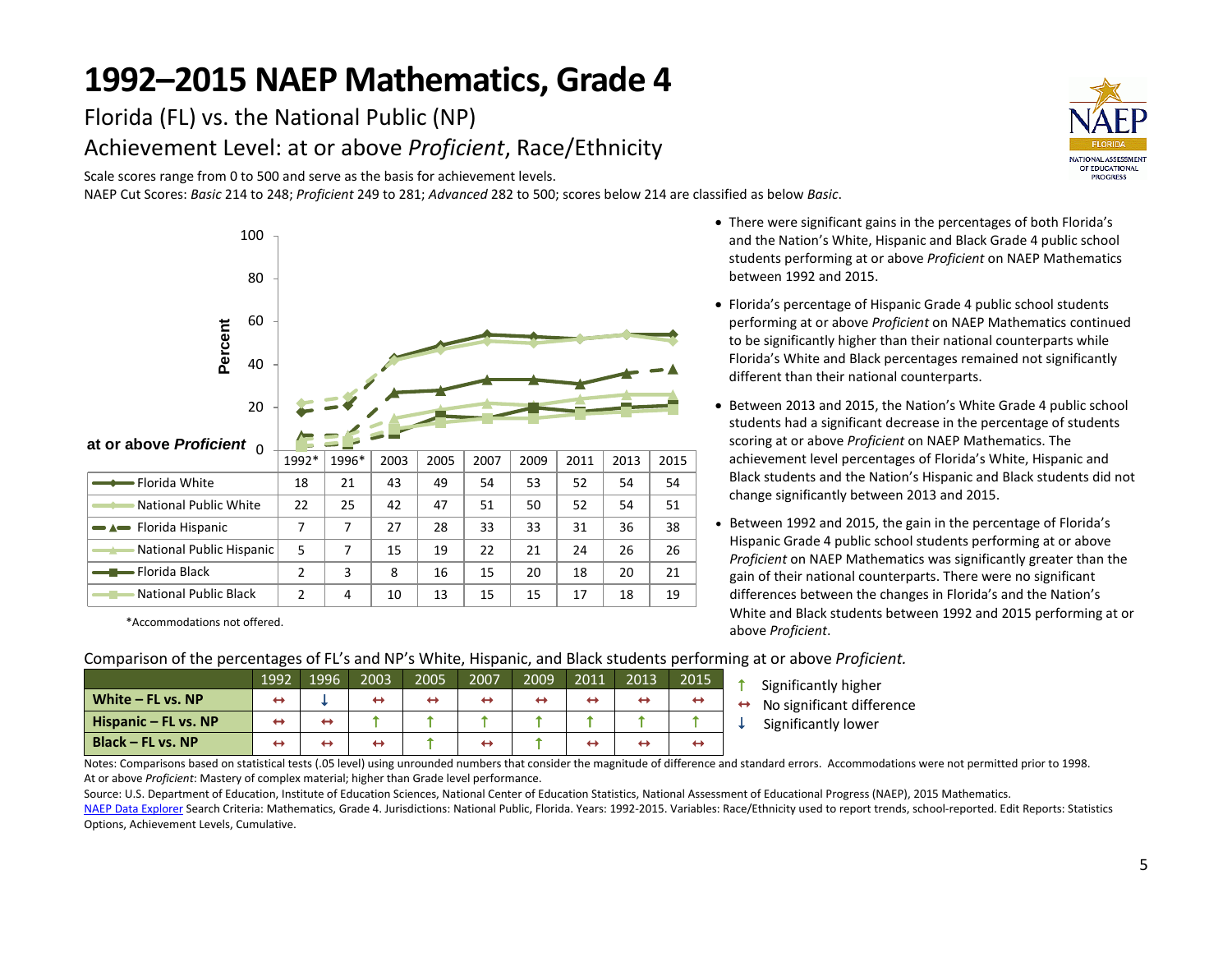# 1992–2015 NAEP Mathematics, Grade 4

## Florida (FL) vs. the National Public (NP)

## Achievement Level: at or above *Proficient*, Race/Ethnicity

Scale scores range from 0 to 500 and serve as the basis for achievement levels.

NAEP Cut Scores: *Basic* 214 to 248; *Proficient* 249 to 281; *Advanced* 282 to 500; scores below 214 are classified as below *Basic*.

**at or above *Proficient***

| | 1992* | 1996* | 2003 | 2005 | 2007 | 2009 | 2011 | 2013 | 2015 |
|---|---|---|---|---|---|---|---|---|---|
| Florida White | 18 | 21 | 43 | 49 | 54 | 53 | 52 | 54 | 54 |
| National Public White | 22 | 25 | 42 | 47 | 51 | 50 | 52 | 54 | 51 |
| Florida Hispanic | 7 | 7 | 27 | 28 | 33 | 33 | 31 | 36 | 38 |
| National Public Hispanic | 5 | 7 | 15 | 19 | 22 | 21 | 24 | 26 | 26 |
| Florida Black | 2 | 3 | 8 | 16 | 15 | 20 | 18 | 20 | 21 |
| National Public Black | 2 | 4 | 10 | 13 | 15 | 15 | 17 | 18 | 19 |

*Accommodations not offered.

- There were significant gains in the percentages of both Florida's and the Nation's White, Hispanic and Black Grade 4 public school students performing at or above *Proficient* on NAEP Mathematics between 1992 and 2015.
- Florida's percentage of Hispanic Grade 4 public school students performing at or above *Proficient* on NAEP Mathematics continued to be significantly higher than their national counterparts while Florida's White and Black percentages remained not significantly different than their national counterparts.
- Between 2013 and 2015, the Nation's White Grade 4 public school students had a significant decrease in the percentage of students scoring at or above *Proficient* on NAEP Mathematics. The achievement level percentages of Florida's White, Hispanic and Black students and the Nation's Hispanic and Black students did not change significantly between 2013 and 2015.
- Between 1992 and 2015, the gain in the percentage of Florida's Hispanic Grade 4 public school students performing at or above *Proficient* on NAEP Mathematics was significantly greater than the gain of their national counterparts. There were no significant differences between the changes in Florida's and the Nation's White and Black students between 1992 and 2015 performing at or above *Proficient*.

Comparison of the percentages of FL's and NP's White, Hispanic, and Black students performing at or above *Proficient.*

| | 1992 | 1996 | 2003 | 2005 | 2007 | 2009 | 2011 | 2013 | 2015 |
|---|---|---|---|---|---|---|---|---|---|
| **White – FL vs. NP** | ↔ | ↓ | ↔ | ↔ | ↔ | ↔ | ↔ | ↔ | ↔ |
| **Hispanic – FL vs. NP** | ↔ | ↔ | ↑ | ↑ | ↑ | ↑ | ↑ | ↑ | ↑ |
| **Black – FL vs. NP** | ↔ | ↔ | ↔ | ↑ | ↔ | ↑ | ↔ | ↔ | ↔ |

↑ Significantly higher
↔ No significant difference
↓ Significantly lower

Notes: Comparisons based on statistical tests (.05 level) using unrounded numbers that consider the magnitude of difference and standard errors. Accommodations were not permitted prior to 1998.
At or above *Proficient*: Mastery of complex material; higher than Grade level performance.

Source: U.S. Department of Education, Institute of Education Sciences, National Center of Education Statistics, National Assessment of Educational Progress (NAEP), 2015 Mathematics.
NAEP Data Explorer Search Criteria: Mathematics, Grade 4. Jurisdictions: National Public, Florida. Years: 1992-2015. Variables: Race/Ethnicity used to report trends, school-reported. Edit Reports: Statistics Options, Achievement Levels, Cumulative.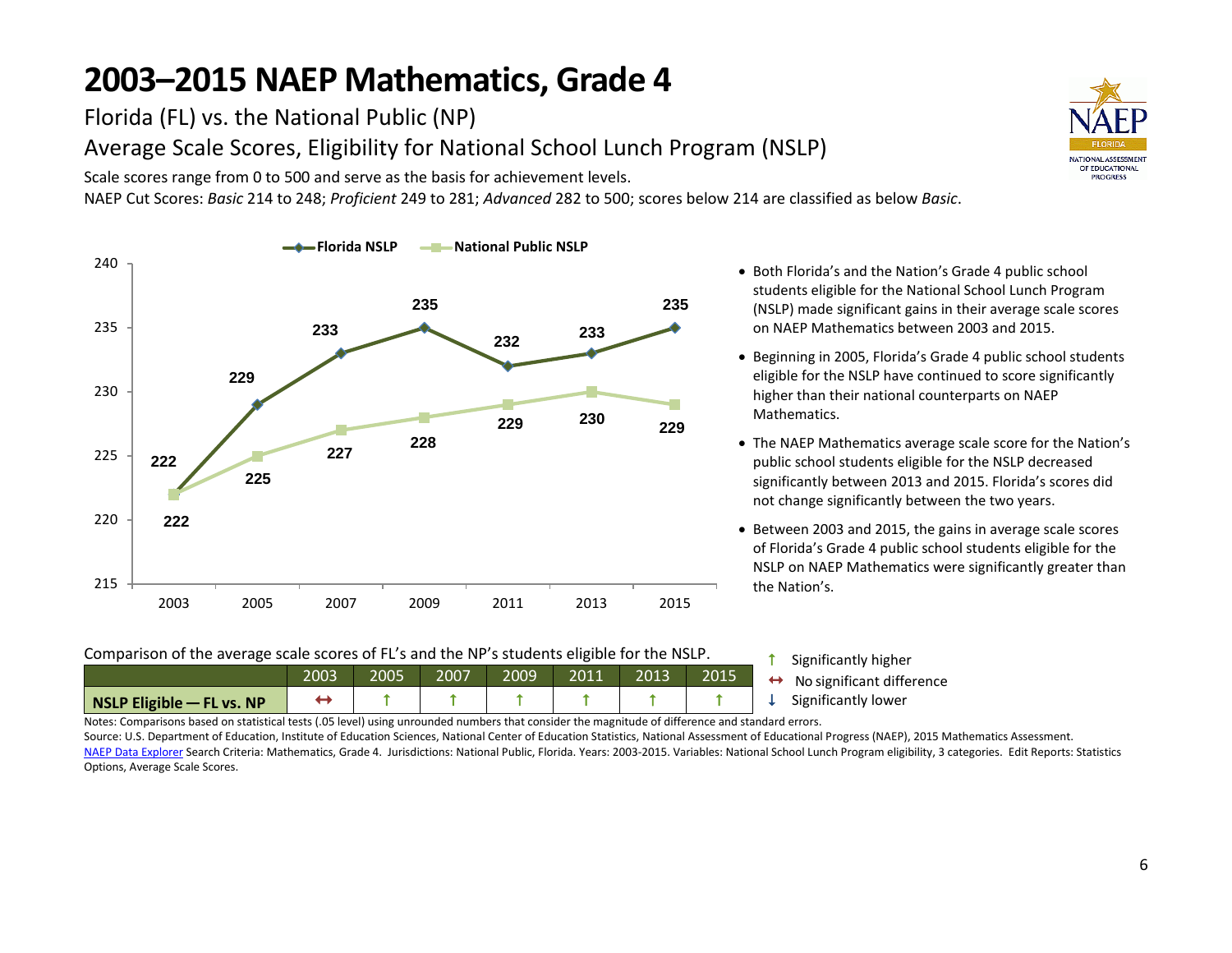# 2003–2015 NAEP Mathematics, Grade 4

Florida (FL) vs. the National Public (NP)

Average Scale Scores, Eligibility for National School Lunch Program (NSLP)

Scale scores range from 0 to 500 and serve as the basis for achievement levels.

NAEP Cut Scores: *Basic* 214 to 248; *Proficient* 249 to 281; *Advanced* 282 to 500; scores below 214 are classified as below *Basic*.

| Year | Florida NSLP | National Public NSLP |
|---|---|---|
| 2003 | 222 | 222 |
| 2005 | 229 | 225 |
| 2007 | 233 | 227 |
| 2009 | 235 | 228 |
| 2011 | 232 | 229 |
| 2013 | 233 | 230 |
| 2015 | 235 | 229 |

- Both Florida's and the Nation's Grade 4 public school students eligible for the National School Lunch Program (NSLP) made significant gains in their average scale scores on NAEP Mathematics between 2003 and 2015.
- Beginning in 2005, Florida's Grade 4 public school students eligible for the NSLP have continued to score significantly higher than their national counterparts on NAEP Mathematics.
- The NAEP Mathematics average scale score for the Nation's public school students eligible for the NSLP decreased significantly between 2013 and 2015. Florida's scores did not change significantly between the two years.
- Between 2003 and 2015, the gains in average scale scores of Florida's Grade 4 public school students eligible for the NSLP on NAEP Mathematics were significantly greater than the Nation's.

Comparison of the average scale scores of FL's and the NP's students eligible for the NSLP.

| | 2003 | 2005 | 2007 | 2009 | 2011 | 2013 | 2015 |
|---|---|---|---|---|---|---|---|
| **NSLP Eligible — FL vs. NP** | ↔ | ↑ | ↑ | ↑ | ↑ | ↑ | ↑ |

↑ Significantly higher
↔ No significant difference
↓ Significantly lower

Notes: Comparisons based on statistical tests (.05 level) using unrounded numbers that consider the magnitude of difference and standard errors.

Source: U.S. Department of Education, Institute of Education Sciences, National Center of Education Statistics, National Assessment of Educational Progress (NAEP), 2015 Mathematics Assessment.

NAEP Data Explorer Search Criteria: Mathematics, Grade 4. Jurisdictions: National Public, Florida. Years: 2003-2015. Variables: National School Lunch Program eligibility, 3 categories. Edit Reports: Statistics Options, Average Scale Scores.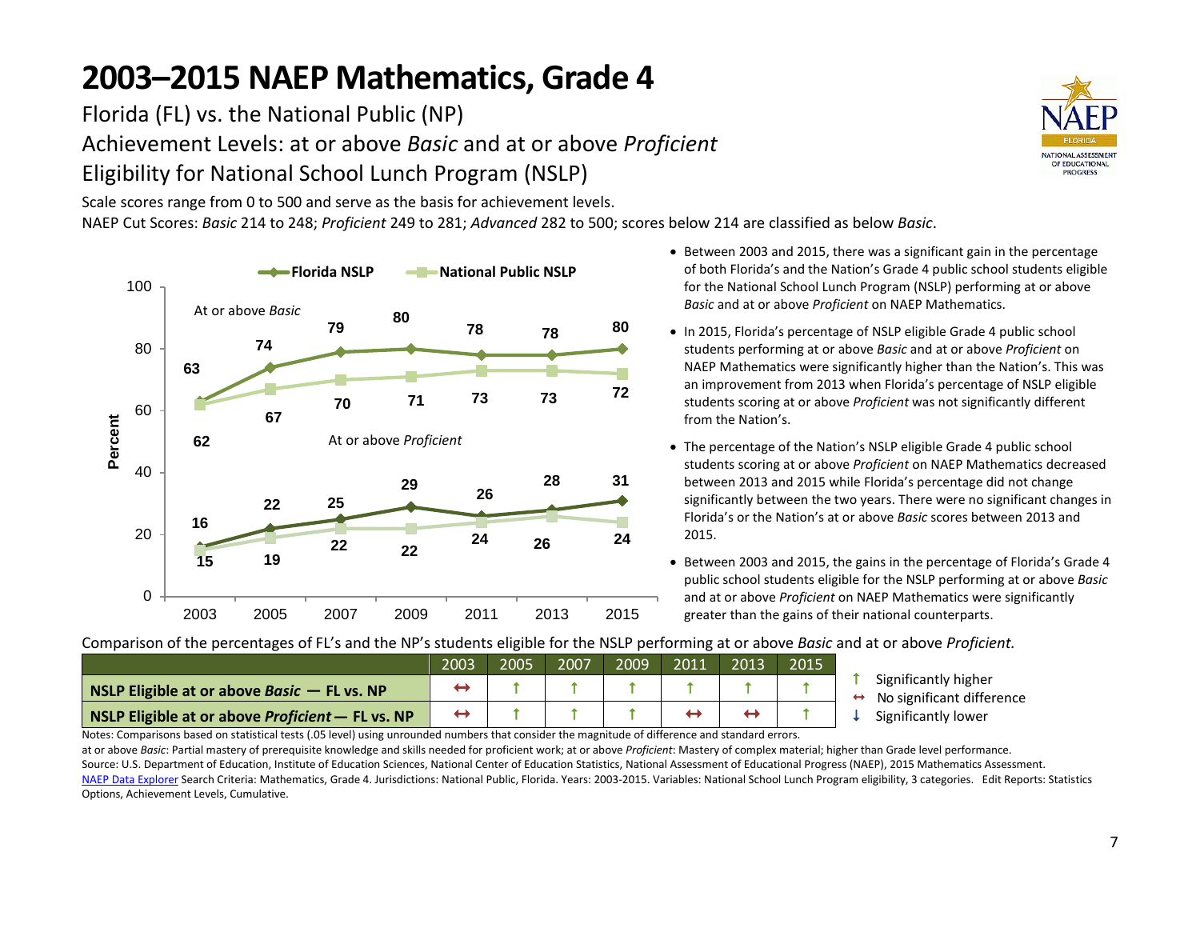# 2003–2015 NAEP Mathematics, Grade 4

Florida (FL) vs. the National Public (NP)

Achievement Levels: at or above *Basic* and at or above *Proficient*

Eligibility for National School Lunch Program (NSLP)

Scale scores range from 0 to 500 and serve as the basis for achievement levels.

NAEP Cut Scores: *Basic* 214 to 248; *Proficient* 249 to 281; *Advanced* 282 to 500; scores below 214 are classified as below *Basic*.

| Year | At or above *Basic*: Florida NSLP | At or above *Basic*: National Public NSLP | At or above *Proficient*: Florida NSLP | At or above *Proficient*: National Public NSLP |
|---|---|---|---|---|
| 2003 | 63 | 62 | 16 | 15 |
| 2005 | 74 | 67 | 22 | 19 |
| 2007 | 79 | 70 | 25 | 22 |
| 2009 | 80 | 71 | 29 | 22 |
| 2011 | 78 | 73 | 26 | 24 |
| 2013 | 78 | 73 | 28 | 26 |
| 2015 | 80 | 72 | 31 | 24 |

- Between 2003 and 2015, there was a significant gain in the percentage of both Florida's and the Nation's Grade 4 public school students eligible for the National School Lunch Program (NSLP) performing at or above *Basic* and at or above *Proficient* on NAEP Mathematics.
- In 2015, Florida's percentage of NSLP eligible Grade 4 public school students performing at or above *Basic* and at or above *Proficient* on NAEP Mathematics were significantly higher than the Nation's. This was an improvement from 2013 when Florida's percentage of NSLP eligible students scoring at or above *Proficient* was not significantly different from the Nation's.
- The percentage of the Nation's NSLP eligible Grade 4 public school students scoring at or above *Proficient* on NAEP Mathematics decreased between 2013 and 2015 while Florida's percentage did not change significantly between the two years. There were no significant changes in Florida's or the Nation's at or above *Basic* scores between 2013 and 2015.
- Between 2003 and 2015, the gains in the percentage of Florida's Grade 4 public school students eligible for the NSLP performing at or above *Basic* and at or above *Proficient* on NAEP Mathematics were significantly greater than the gains of their national counterparts.

Comparison of the percentages of FL's and the NP's students eligible for the NSLP performing at or above *Basic* and at or above *Proficient.*

| | 2003 | 2005 | 2007 | 2009 | 2011 | 2013 | 2015 |
|---|---|---|---|---|---|---|---|
| **NSLP Eligible at or above *Basic* — FL vs. NP** | ↔ | ↑ | ↑ | ↑ | ↑ | ↑ | ↑ |
| **NSLP Eligible at or above *Proficient* — FL vs. NP** | ↔ | ↑ | ↑ | ↑ | ↔ | ↔ | ↑ |

↑ Significantly higher
↔ No significant difference
↓ Significantly lower

Notes: Comparisons based on statistical tests (.05 level) using unrounded numbers that consider the magnitude of difference and standard errors.

at or above *Basic*: Partial mastery of prerequisite knowledge and skills needed for proficient work; at or above *Proficient*: Mastery of complex material; higher than Grade level performance.

Source: U.S. Department of Education, Institute of Education Sciences, National Center of Education Statistics, National Assessment of Educational Progress (NAEP), 2015 Mathematics Assessment.

NAEP Data Explorer Search Criteria: Mathematics, Grade 4. Jurisdictions: National Public, Florida. Years: 2003-2015. Variables: National School Lunch Program eligibility, 3 categories. Edit Reports: Statistics Options, Achievement Levels, Cumulative.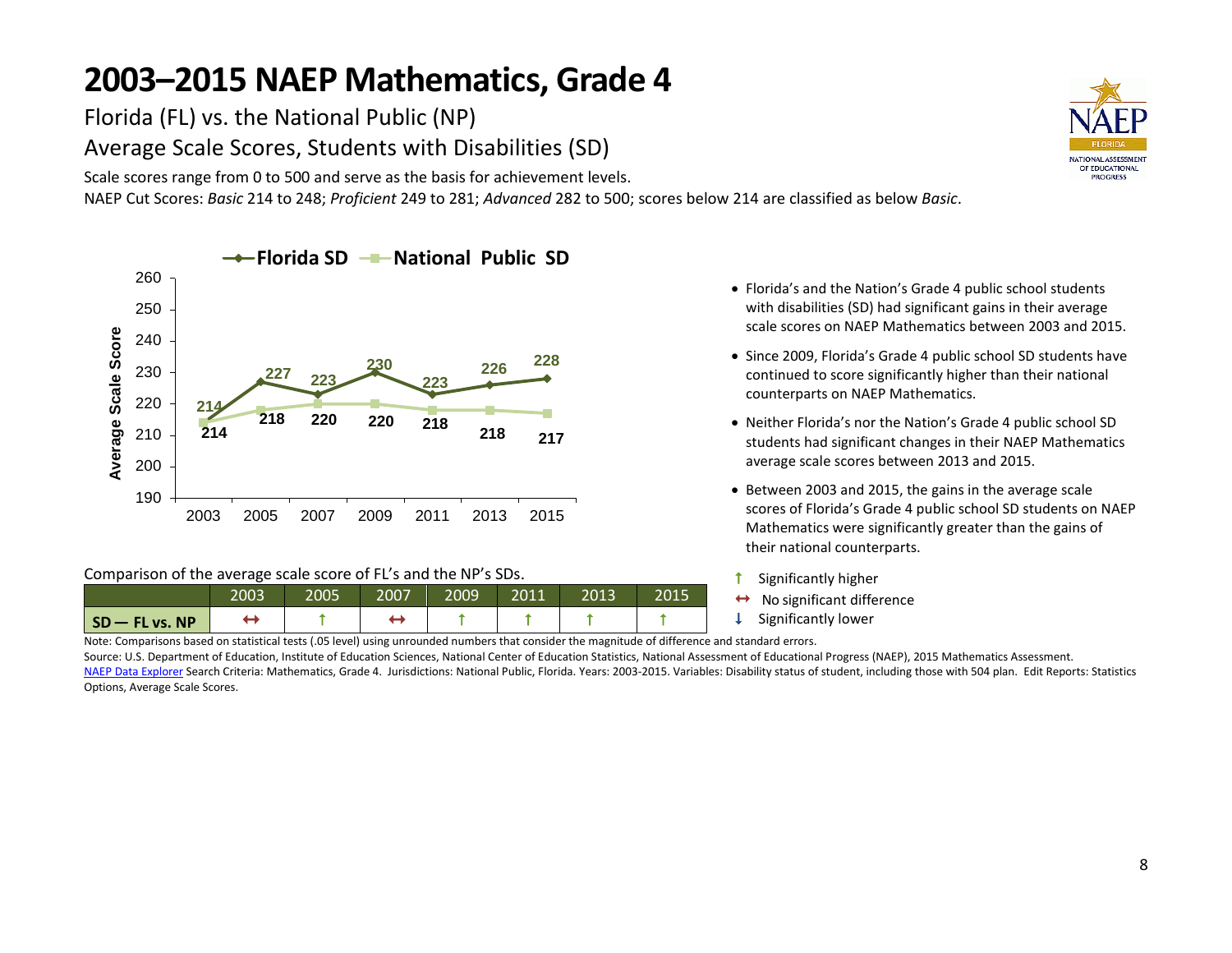# 2003–2015 NAEP Mathematics, Grade 4

Florida (FL) vs. the National Public (NP)

Average Scale Scores, Students with Disabilities (SD)

Scale scores range from 0 to 500 and serve as the basis for achievement levels.

NAEP Cut Scores: *Basic* 214 to 248; *Proficient* 249 to 281; *Advanced* 282 to 500; scores below 214 are classified as below *Basic*.

| Year | Florida SD | National Public SD |
|---|---|---|
| 2003 | 214 | 214 |
| 2005 | 227 | 218 |
| 2007 | 223 | 220 |
| 2009 | 230 | 220 |
| 2011 | 223 | 218 |
| 2013 | 226 | 218 |
| 2015 | 228 | 217 |

- Florida's and the Nation's Grade 4 public school students with disabilities (SD) had significant gains in their average scale scores on NAEP Mathematics between 2003 and 2015.
- Since 2009, Florida's Grade 4 public school SD students have continued to score significantly higher than their national counterparts on NAEP Mathematics.
- Neither Florida's nor the Nation's Grade 4 public school SD students had significant changes in their NAEP Mathematics average scale scores between 2013 and 2015.
- Between 2003 and 2015, the gains in the average scale scores of Florida's Grade 4 public school SD students on NAEP Mathematics were significantly greater than the gains of their national counterparts.

Comparison of the average scale score of FL's and the NP's SDs.

| | 2003 | 2005 | 2007 | 2009 | 2011 | 2013 | 2015 |
|---|---|---|---|---|---|---|---|
| **SD — FL vs. NP** | ↔ | ↑ | ↔ | ↑ | ↑ | ↑ | ↑ |

↑ Significantly higher

↔ No significant difference

↓ Significantly lower

Note: Comparisons based on statistical tests (.05 level) using unrounded numbers that consider the magnitude of difference and standard errors.

Source: U.S. Department of Education, Institute of Education Sciences, National Center of Education Statistics, National Assessment of Educational Progress (NAEP), 2015 Mathematics Assessment.

NAEP Data Explorer Search Criteria: Mathematics, Grade 4. Jurisdictions: National Public, Florida. Years: 2003-2015. Variables: Disability status of student, including those with 504 plan. Edit Reports: Statistics Options, Average Scale Scores.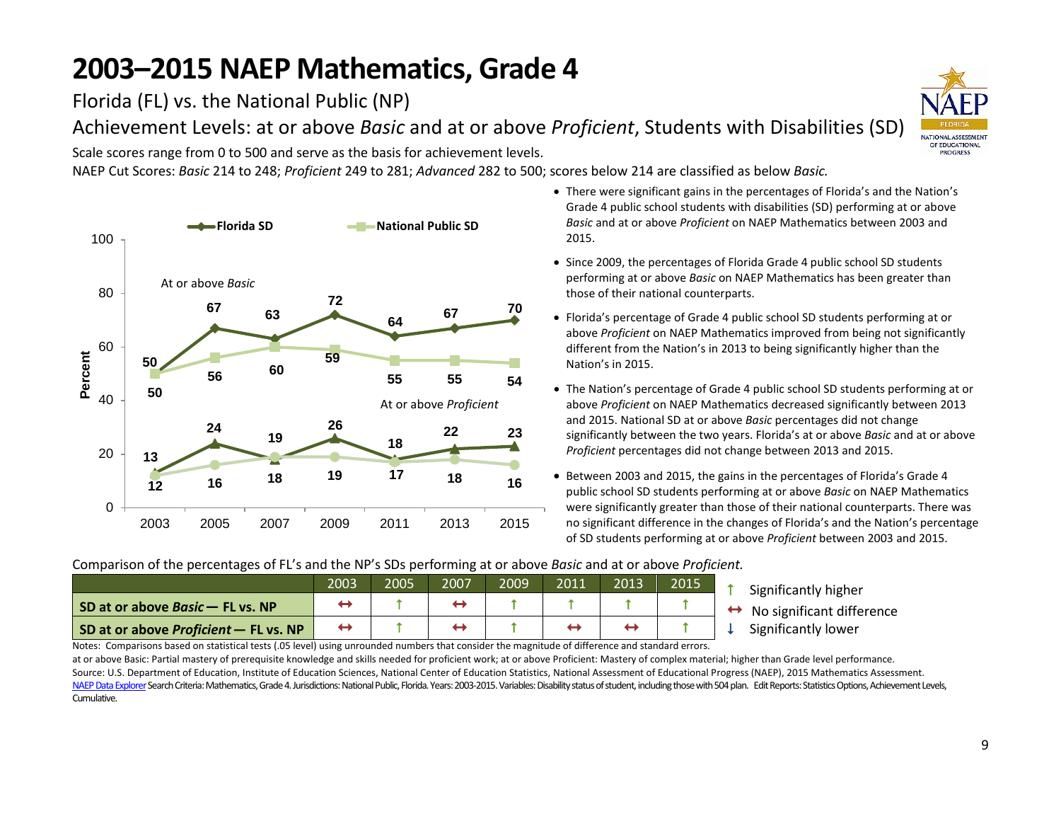# 2003–2015 NAEP Mathematics, Grade 4

Florida (FL) vs. the National Public (NP)

Achievement Levels: at or above *Basic* and at or above *Proficient*, Students with Disabilities (SD)

Scale scores range from 0 to 500 and serve as the basis for achievement levels.

NAEP Cut Scores: *Basic* 214 to 248; *Proficient* 249 to 281; *Advanced* 282 to 500; scores below 214 are classified as below *Basic.*

| Year | 2003 | 2005 | 2007 | 2009 | 2011 | 2013 | 2015 |
|---|---|---|---|---|---|---|---|
| At or above *Basic* — Florida SD | 50 | 67 | 63 | 72 | 64 | 67 | 70 |
| At or above *Basic* — National Public SD | 50 | 56 | 60 | 59 | 55 | 55 | 54 |
| At or above *Proficient* — Florida SD | 13 | 24 | 18 | 26 | 18 | 22 | 23 |
| At or above *Proficient* — National Public SD | 12 | 16 | 19 | 19 | 17 | 18 | 16 |

- There were significant gains in the percentages of Florida's and the Nation's Grade 4 public school students with disabilities (SD) performing at or above *Basic* and at or above *Proficient* on NAEP Mathematics between 2003 and 2015.
- Since 2009, the percentages of Florida Grade 4 public school SD students performing at or above *Basic* on NAEP Mathematics has been greater than those of their national counterparts.
- Florida's percentage of Grade 4 public school SD students performing at or above *Proficient* on NAEP Mathematics improved from being not significantly different from the Nation's in 2013 to being significantly higher than the Nation's in 2015.
- The Nation's percentage of Grade 4 public school SD students performing at or above *Proficient* on NAEP Mathematics decreased significantly between 2013 and 2015. National SD at or above *Basic* percentages did not change significantly between the two years. Florida's at or above *Basic* and at or above *Proficient* percentages did not change between 2013 and 2015.
- Between 2003 and 2015, the gains in the percentages of Florida's Grade 4 public school SD students performing at or above *Basic* on NAEP Mathematics were significantly greater than those of their national counterparts. There was no significant difference in the changes of Florida's and the Nation's percentage of SD students performing at or above *Proficient* between 2003 and 2015.

Comparison of the percentages of FL's and the NP's SDs performing at or above *Basic* and at or above *Proficient.*

| | 2003 | 2005 | 2007 | 2009 | 2011 | 2013 | 2015 |
|---|---|---|---|---|---|---|---|
| **SD at or above *Basic* — FL vs. NP** | ↔ | ↑ | ↔ | ↑ | ↑ | ↑ | ↑ |
| **SD at or above *Proficient* — FL vs. NP** | ↔ | ↑ | ↔ | ↑ | ↔ | ↔ | ↑ |

↑ Significantly higher
↔ No significant difference
↓ Significantly lower

Notes: Comparisons based on statistical tests (.05 level) using unrounded numbers that consider the magnitude of difference and standard errors.

at or above Basic: Partial mastery of prerequisite knowledge and skills needed for proficient work; at or above Proficient: Mastery of complex material; higher than Grade level performance.

Source: U.S. Department of Education, Institute of Education Sciences, National Center of Education Statistics, National Assessment of Educational Progress (NAEP), 2015 Mathematics Assessment.

NAEP Data Explorer Search Criteria: Mathematics, Grade 4. Jurisdictions: National Public, Florida. Years: 2003-2015. Variables: Disability status of student, including those with 504 plan. Edit Reports: Statistics Options, Achievement Levels, Cumulative.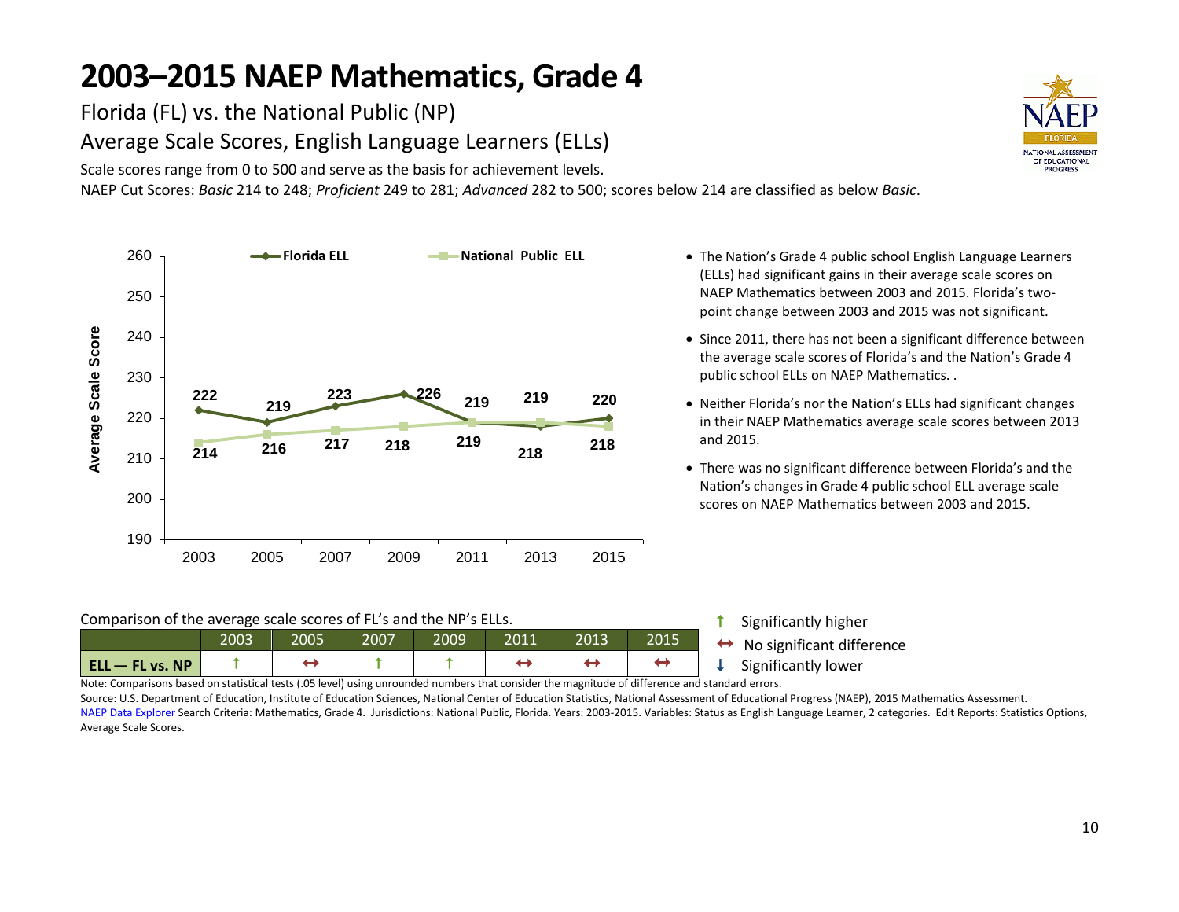# 2003–2015 NAEP Mathematics, Grade 4

Florida (FL) vs. the National Public (NP)

Average Scale Scores, English Language Learners (ELLs)

Scale scores range from 0 to 500 and serve as the basis for achievement levels.

NAEP Cut Scores: *Basic* 214 to 248; *Proficient* 249 to 281; *Advanced* 282 to 500; scores below 214 are classified as below *Basic*.

| Year | Florida ELL | National Public ELL |
|---|---|---|
| 2003 | 222 | 214 |
| 2005 | 219 | 216 |
| 2007 | 223 | 217 |
| 2009 | 226 | 218 |
| 2011 | 219 | 219 |
| 2013 | 219 | 218 |
| 2015 | 220 | 218 |

- The Nation's Grade 4 public school English Language Learners (ELLs) had significant gains in their average scale scores on NAEP Mathematics between 2003 and 2015. Florida's two-point change between 2003 and 2015 was not significant.
- Since 2011, there has not been a significant difference between the average scale scores of Florida's and the Nation's Grade 4 public school ELLs on NAEP Mathematics. .
- Neither Florida's nor the Nation's ELLs had significant changes in their NAEP Mathematics average scale scores between 2013 and 2015.
- There was no significant difference between Florida's and the Nation's changes in Grade 4 public school ELL average scale scores on NAEP Mathematics between 2003 and 2015.

Comparison of the average scale scores of FL's and the NP's ELLs.

| | 2003 | 2005 | 2007 | 2009 | 2011 | 2013 | 2015 |
|---|---|---|---|---|---|---|---|
| **ELL — FL vs. NP** | ↑ | ↔ | ↑ | ↑ | ↔ | ↔ | ↔ |

↑ Significantly higher
↔ No significant difference
↓ Significantly lower

Note: Comparisons based on statistical tests (.05 level) using unrounded numbers that consider the magnitude of difference and standard errors.

Source: U.S. Department of Education, Institute of Education Sciences, National Center of Education Statistics, National Assessment of Educational Progress (NAEP), 2015 Mathematics Assessment.

NAEP Data Explorer Search Criteria: Mathematics, Grade 4. Jurisdictions: National Public, Florida. Years: 2003-2015. Variables: Status as English Language Learner, 2 categories. Edit Reports: Statistics Options, Average Scale Scores.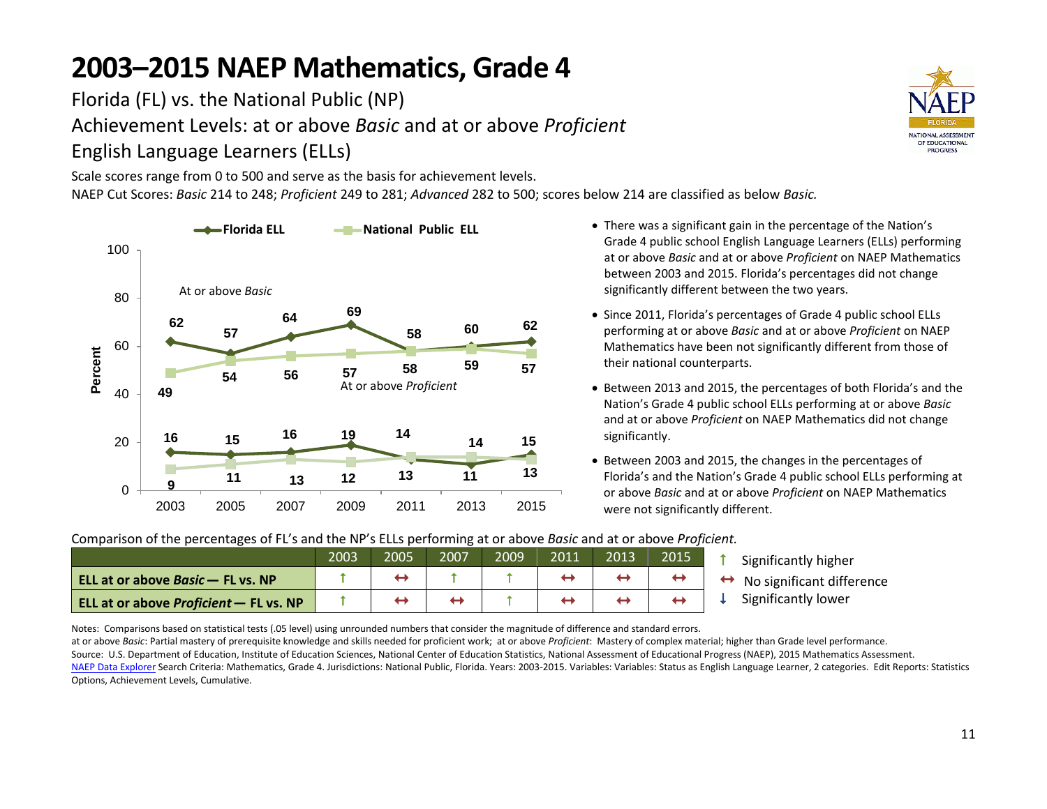# 2003–2015 NAEP Mathematics, Grade 4

Florida (FL) vs. the National Public (NP)

Achievement Levels: at or above *Basic* and at or above *Proficient*

English Language Learners (ELLs)

Scale scores range from 0 to 500 and serve as the basis for achievement levels.

NAEP Cut Scores: *Basic* 214 to 248; *Proficient* 249 to 281; *Advanced* 282 to 500; scores below 214 are classified as below *Basic.*

**Florida ELL** **National Public ELL**

Percent

100
80
60
40
20
0

2003 2005 2007 2009 2011 2013 2015

At or above *Basic*

62 57 64 69 58 60 62

49 54 56 57 58 59 57

At or above *Proficient*

16 15 16 19 14 14 15

9 11 13 12 13 11 13

- There was a significant gain in the percentage of the Nation's Grade 4 public school English Language Learners (ELLs) performing at or above *Basic* and at or above *Proficient* on NAEP Mathematics between 2003 and 2015. Florida's percentages did not change significantly different between the two years.
- Since 2011, Florida's percentages of Grade 4 public school ELLs performing at or above *Basic* and at or above *Proficient* on NAEP Mathematics have been not significantly different from those of their national counterparts.
- Between 2013 and 2015, the percentages of both Florida's and the Nation's Grade 4 public school ELLs performing at or above *Basic* and at or above *Proficient* on NAEP Mathematics did not change significantly.
- Between 2003 and 2015, the changes in the percentages of Florida's and the Nation's Grade 4 public school ELLs performing at or above *Basic* and at or above *Proficient* on NAEP Mathematics were not significantly different.

Comparison of the percentages of FL's and the NP's ELLs performing at or above *Basic* and at or above *Proficient.*

| | 2003 | 2005 | 2007 | 2009 | 2011 | 2013 | 2015 |
|---|---|---|---|---|---|---|---|
| **ELL at or above *Basic* — FL vs. NP** | ↑ | ↔ | ↑ | ↑ | ↔ | ↔ | ↔ |
| **ELL at or above *Proficient* — FL vs. NP** | ↑ | ↔ | ↔ | ↑ | ↔ | ↔ | ↔ |

↑ Significantly higher
↔ No significant difference
↓ Significantly lower

Notes: Comparisons based on statistical tests (.05 level) using unrounded numbers that consider the magnitude of difference and standard errors.

at or above *Basic*: Partial mastery of prerequisite knowledge and skills needed for proficient work; at or above *Proficient*: Mastery of complex material; higher than Grade level performance.

Source: U.S. Department of Education, Institute of Education Sciences, National Center of Education Statistics, National Assessment of Educational Progress (NAEP), 2015 Mathematics Assessment.

NAEP Data Explorer Search Criteria: Mathematics, Grade 4. Jurisdictions: National Public, Florida. Years: 2003-2015. Variables: Variables: Status as English Language Learner, 2 categories. Edit Reports: Statistics Options, Achievement Levels, Cumulative.